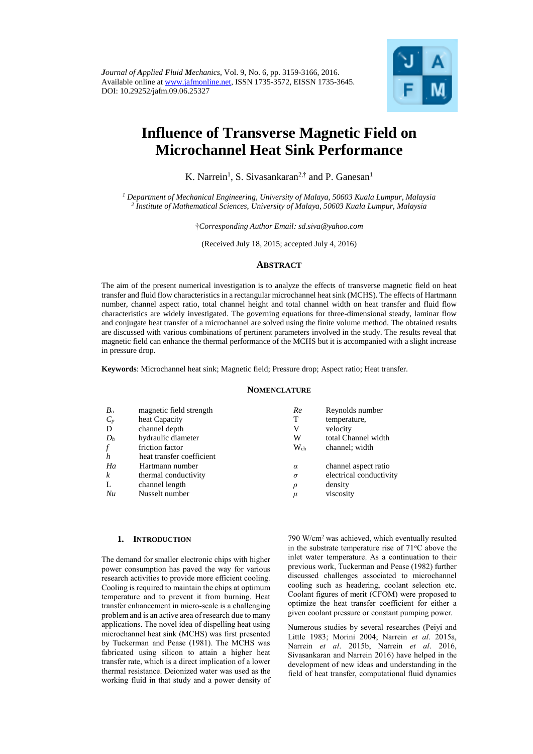*Journal of Applied Fluid Mechanics*, Vol. 9, No. 6, pp. 3159-3166, 2016.
Available online at www.jafmonline.net, ISSN 1735-3572, EISSN 1735-3645.
DOI: 10.29252/jafm.09.06.25327

# Influence of Transverse Magnetic Field on Microchannel Heat Sink Performance

K. Narrein[1], S. Sivasankaran[2,†] and P. Ganesan[1]

[1] *Department of Mechanical Engineering, University of Malaya, 50603 Kuala Lumpur, Malaysia*
[2] *Institute of Mathematical Sciences, University of Malaya, 50603 Kuala Lumpur, Malaysia*

†*Corresponding Author Email: sd.siva@yahoo.com*

(Received July 18, 2015; accepted July 4, 2016)

## ABSTRACT

The aim of the present numerical investigation is to analyze the effects of transverse magnetic field on heat transfer and fluid flow characteristics in a rectangular microchannel heat sink (MCHS). The effects of Hartmann number, channel aspect ratio, total channel height and total channel width on heat transfer and fluid flow characteristics are widely investigated. The governing equations for three-dimensional steady, laminar flow and conjugate heat transfer of a microchannel are solved using the finite volume method. The obtained results are discussed with various combinations of pertinent parameters involved in the study. The results reveal that magnetic field can enhance the thermal performance of the MCHS but it is accompanied with a slight increase in pressure drop.

**Keywords**: Microchannel heat sink; Magnetic field; Pressure drop; Aspect ratio; Heat transfer.

## NOMENCLATURE

| | | | |
|---|---|---|---|
| $B_o$ | magnetic field strength | $Re$ | Reynolds number |
| $C_p$ | heat Capacity | T | temperature, |
| D | channel depth | V | velocity |
| $D_h$ | hydraulic diameter | W | total Channel width |
| $f$ | friction factor | $W_{ch}$ | channel; width |
| $h$ | heat transfer coefficient | | |
| $Ha$ | Hartmann number | $\alpha$ | channel aspect ratio |
| $k$ | thermal conductivity | $\sigma$ | electrical conductivity |
| L | channel length | $\rho$ | density |
| $Nu$ | Nusselt number | $\mu$ | viscosity |

## 1. INTRODUCTION

The demand for smaller electronic chips with higher power consumption has paved the way for various research activities to provide more efficient cooling. Cooling is required to maintain the chips at optimum temperature and to prevent it from burning. Heat transfer enhancement in micro-scale is a challenging problem and is an active area of research due to many applications. The novel idea of dispelling heat using microchannel heat sink (MCHS) was first presented by Tuckerman and Pease (1981). The MCHS was fabricated using silicon to attain a higher heat transfer rate, which is a direct implication of a lower thermal resistance. Deionized water was used as the working fluid in that study and a power density of 790 W/cm$^2$ was achieved, which eventually resulted in the substrate temperature rise of 71$^o$C above the inlet water temperature. As a continuation to their previous work, Tuckerman and Pease (1982) further discussed challenges associated to microchannel cooling such as headering, coolant selection etc. Coolant figures of merit (CFOM) were proposed to optimize the heat transfer coefficient for either a given coolant pressure or constant pumping power.

Numerous studies by several researches (Peiyi and Little 1983; Morini 2004; Narrein *et al*. 2015a, Narrein *et al*. 2015b, Narrein *et al*. 2016, Sivasankaran and Narrein 2016) have helped in the development of new ideas and understanding in the field of heat transfer, computational fluid dynamics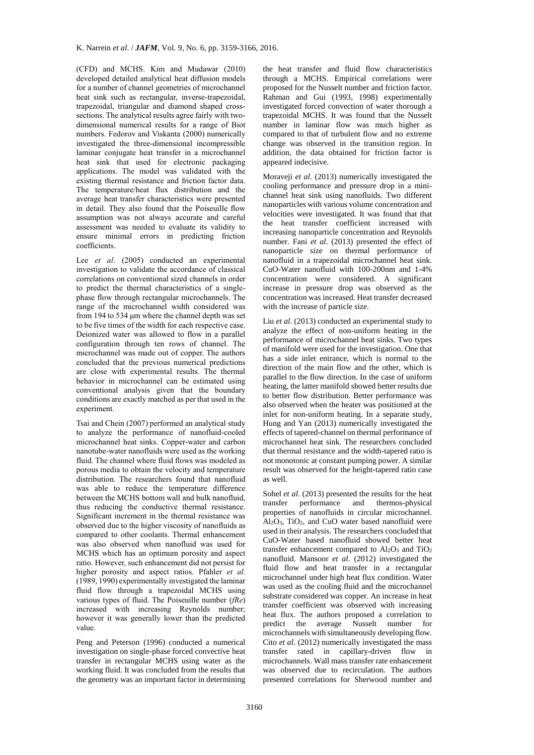(CFD) and MCHS. Kim and Mudawar (2010) developed detailed analytical heat diffusion models for a number of channel geometries of microchannel heat sink such as rectangular, inverse-trapezoidal, trapezoidal, triangular and diamond shaped cross-sections. The analytical results agree fairly with two-dimensional numerical results for a range of Biot numbers. Fedorov and Viskanta (2000) numerically investigated the three-dimensional incompressible laminar conjugate heat transfer in a microchannel heat sink that used for electronic packaging applications. The model was validated with the existing thermal resistance and friction factor data. The temperature/heat flux distribution and the average heat transfer characteristics were presented in detail. They also found that the Poiseuille flow assumption was not always accurate and careful assessment was needed to evaluate its validity to ensure minimal errors in predicting friction coefficients.

Lee *et al*. (2005) conducted an experimental investigation to validate the accordance of classical correlations on conventional sized channels in order to predict the thermal characteristics of a single-phase flow through rectangular microchannels. The range of the microchannel width considered was from 194 to 534 μm where the channel depth was set to be five times of the width for each respective case. Deionized water was allowed to flow in a parallel configuration through ten rows of channel. The microchannel was made out of copper. The authors concluded that the previous numerical predictions are close with experimental results. The thermal behavior in microchannel can be estimated using conventional analysis given that the boundary conditions are exactly matched as per that used in the experiment.

Tsai and Chein (2007) performed an analytical study to analyze the performance of nanofluid-cooled microchannel heat sinks. Copper-water and carbon nanotube-water nanofluids were used as the working fluid. The channel where fluid flows was modeled as porous media to obtain the velocity and temperature distribution. The researchers found that nanofluid was able to reduce the temperature difference between the MCHS bottom wall and bulk nanofluid, thus reducing the conductive thermal resistance. Significant increment in the thermal resistance was observed due to the higher viscosity of nanofluids as compared to other coolants. Thermal enhancement was also observed when nanofluid was used for MCHS which has an optimum porosity and aspect ratio. However, such enhancement did not persist for higher porosity and aspect ratios. Pfahler *et al*. (1989, 1990) experimentally investigated the laminar fluid flow through a trapezoidal MCHS using various types of fluid. The Poiseuille number (*fRe*) increased with increasing Reynolds number; however it was generally lower than the predicted value.

Peng and Peterson (1996) conducted a numerical investigation on single-phase forced convective heat transfer in rectangular MCHS using water as the working fluid. It was concluded from the results that the geometry was an important factor in determining the heat transfer and fluid flow characteristics through a MCHS. Empirical correlations were proposed for the Nusselt number and friction factor. Rahman and Gui (1993, 1998) experimentally investigated forced convection of water thorough a trapezoidal MCHS. It was found that the Nusselt number in laminar flow was much higher as compared to that of turbulent flow and no extreme change was observed in the transition region. In addition, the data obtained for friction factor is appeared indecisive.

Moraveji *et al*. (2013) numerically investigated the cooling performance and pressure drop in a mini-channel heat sink using nanofluids. Two different nanoparticles with various volume concentration and velocities were investigated. It was found that that the heat transfer coefficient increased with increasing nanoparticle concentration and Reynolds number. Fani *et al*. (2013) presented the effect of nanoparticle size on thermal performance of nanofluid in a trapezoidal microchannel heat sink. CuO-Water nanofluid with 100-200nm and 1-4% concentration were considered. A significant increase in pressure drop was observed as the concentration was increased. Heat transfer decreased with the increase of particle size.

Liu *et al*. (2013) conducted an experimental study to analyze the effect of non-uniform heating in the performance of microchannel heat sinks. Two types of manifold were used for the investigation. One that has a side inlet entrance, which is normal to the direction of the main flow and the other, which is parallel to the flow direction. In the case of uniform heating, the latter manifold showed better results due to better flow distribution. Better performance was also observed when the heater was positioned at the inlet for non-uniform heating. In a separate study, Hung and Yan (2013) numerically investigated the effects of tapered-channel on thermal performance of microchannel heat sink. The researchers concluded that thermal resistance and the width-tapered ratio is not monotonic at constant pumping power. A similar result was observed for the height-tapered ratio case as well.

Sohel *et al*. (2013) presented the results for the heat transfer performance and thermos-physical properties of nanofluids in circular microchannel. $Al_2O_3$, $TiO_2$, and CuO water based nanofluid were used in their analysis. The researchers concluded that CuO-Water based nanofluid showed better heat transfer enhancement compared to $Al_2O_3$ and $TiO_2$ nanofluid. Mansoor *et al*. (2012) investigated the fluid flow and heat transfer in a rectangular microchannel under high heat flux condition. Water was used as the cooling fluid and the microchannel substrate considered was copper. An increase in heat transfer coefficient was observed with increasing heat flux. The authors proposed a correlation to predict the average Nusselt number for microchannels with simultaneously developing flow. Cito *et al*. (2012) numerically investigated the mass transfer rated in capillary-driven flow in microchannels. Wall mass transfer rate enhancement was observed due to recirculation. The authors presented correlations for Sherwood number and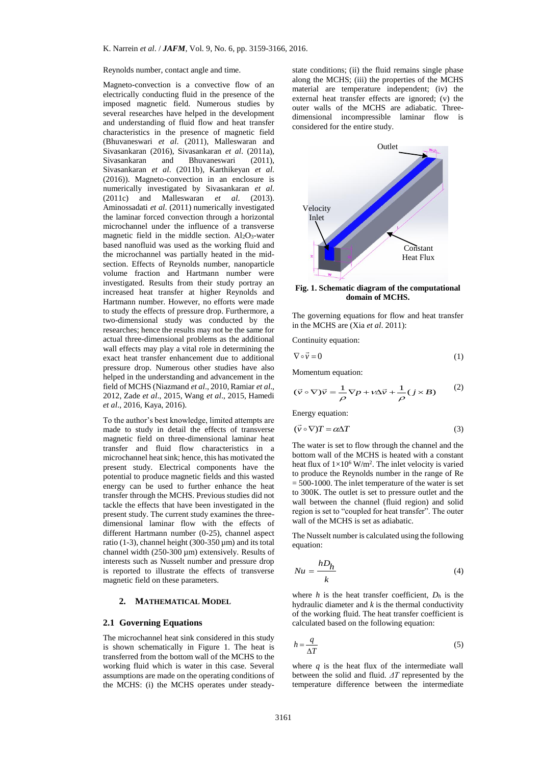Reynolds number, contact angle and time.

Magneto-convection is a convective flow of an electrically conducting fluid in the presence of the imposed magnetic field. Numerous studies by several researches have helped in the development and understanding of fluid flow and heat transfer characteristics in the presence of magnetic field (Bhuvaneswari *et al*. (2011), Malleswaran and Sivasankaran (2016), Sivasankaran *et al*. (2011a), Sivasankaran and Bhuvaneswari (2011), Sivasankaran *et al*. (2011b), Karthikeyan *et al.* (2016)). Magneto-convection in an enclosure is numerically investigated by Sivasankaran *et al.* (2011c) and Malleswaran *et al*. (2013). Aminossadati *et al*. (2011) numerically investigated the laminar forced convection through a horizontal microchannel under the influence of a transverse magnetic field in the middle section. $Al_2O_3$-water based nanofluid was used as the working fluid and the microchannel was partially heated in the mid-section. Effects of Reynolds number, nanoparticle volume fraction and Hartmann number were investigated. Results from their study portray an increased heat transfer at higher Reynolds and Hartmann number. However, no efforts were made to study the effects of pressure drop. Furthermore, a two-dimensional study was conducted by the researches; hence the results may not be the same for actual three-dimensional problems as the additional wall effects may play a vital role in determining the exact heat transfer enhancement due to additional pressure drop. Numerous other studies have also helped in the understanding and advancement in the field of MCHS (Niazmand *et al*., 2010, Ramiar *et al*., 2012, Zade *et al*., 2015, Wang *et al*., 2015, Hamedi *et al*., 2016, Kaya, 2016).

To the author's best knowledge, limited attempts are made to study in detail the effects of transverse magnetic field on three-dimensional laminar heat transfer and fluid flow characteristics in a microchannel heat sink; hence, this has motivated the present study. Electrical components have the potential to produce magnetic fields and this wasted energy can be used to further enhance the heat transfer through the MCHS. Previous studies did not tackle the effects that have been investigated in the present study. The current study examines the three-dimensional laminar flow with the effects of different Hartmann number (0-25), channel aspect ratio (1-3), channel height (300-350 µm) and its total channel width (250-300 µm) extensively. Results of interests such as Nusselt number and pressure drop is reported to illustrate the effects of transverse magnetic field on these parameters.

## 2. MATHEMATICAL MODEL

### 2.1 Governing Equations

The microchannel heat sink considered in this study is shown schematically in Figure 1. The heat is transferred from the bottom wall of the MCHS to the working fluid which is water in this case. Several assumptions are made on the operating conditions of the MCHS: (i) the MCHS operates under steady-state conditions; (ii) the fluid remains single phase along the MCHS; (iii) the properties of the MCHS material are temperature independent; (iv) the external heat transfer effects are ignored; (v) the outer walls of the MCHS are adiabatic. Three-dimensional incompressible laminar flow is considered for the entire study.

**Fig. 1. Schematic diagram of the computational domain of MCHS.**

The governing equations for flow and heat transfer in the MCHS are (Xia *et al*. 2011):

Continuity equation:

$$\nabla \circ \vec{v} = 0 \tag{1}$$

Momentum equation:

$$(\vec{v} \circ \nabla)\vec{v} = \frac{1}{\rho}\nabla p + \nu\Delta\vec{v} + \frac{1}{\rho}(j \times B) \tag{2}$$

Energy equation:

$$(\vec{v} \circ \nabla)T = \alpha\Delta T \tag{3}$$

The water is set to flow through the channel and the bottom wall of the MCHS is heated with a constant heat flux of $1{\times}10^6$ W/m$^2$. The inlet velocity is varied to produce the Reynolds number in the range of Re = 500-1000. The inlet temperature of the water is set to 300K. The outlet is set to pressure outlet and the wall between the channel (fluid region) and solid region is set to "coupled for heat transfer". The outer wall of the MCHS is set as adiabatic.

The Nusselt number is calculated using the following equation:

$$Nu = \frac{hD_h}{k} \tag{4}$$

where $h$ is the heat transfer coefficient, $D_h$ is the hydraulic diameter and $k$ is the thermal conductivity of the working fluid. The heat transfer coefficient is calculated based on the following equation:

$$h = \frac{q}{\Delta T} \tag{5}$$

where $q$ is the heat flux of the intermediate wall between the solid and fluid. $\Delta T$ represented by the temperature difference between the intermediate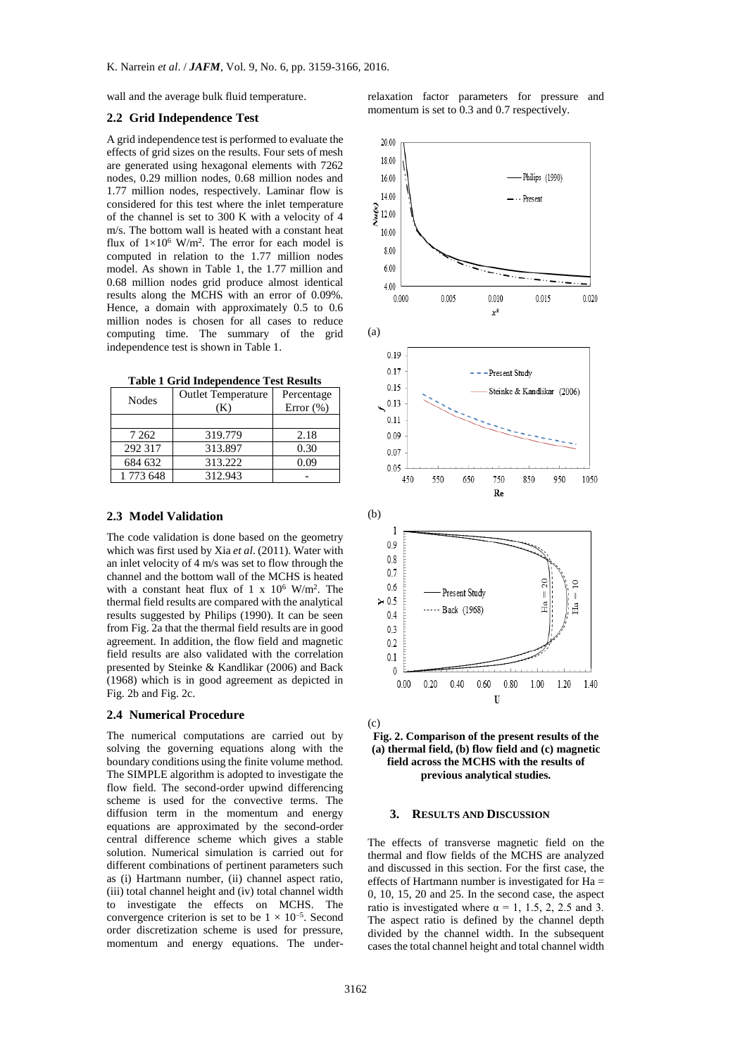wall and the average bulk fluid temperature.

## 2.2 Grid Independence Test

A grid independence test is performed to evaluate the effects of grid sizes on the results. Four sets of mesh are generated using hexagonal elements with 7262 nodes, 0.29 million nodes, 0.68 million nodes and 1.77 million nodes, respectively. Laminar flow is considered for this test where the inlet temperature of the channel is set to 300 K with a velocity of 4 m/s. The bottom wall is heated with a constant heat flux of $1\times10^6$ W/m$^2$. The error for each model is computed in relation to the 1.77 million nodes model. As shown in Table 1, the 1.77 million and 0.68 million nodes grid produce almost identical results along the MCHS with an error of 0.09%. Hence, a domain with approximately 0.5 to 0.6 million nodes is chosen for all cases to reduce computing time. The summary of the grid independence test is shown in Table 1.

**Table 1 Grid Independence Test Results**

| Nodes | Outlet Temperature (K) | Percentage Error (%) |
|---|---|---|
| 7 262 | 319.779 | 2.18 |
| 292 317 | 313.897 | 0.30 |
| 684 632 | 313.222 | 0.09 |
| 1 773 648 | 312.943 | - |

## 2.3 Model Validation

The code validation is done based on the geometry which was first used by Xia *et al*. (2011). Water with an inlet velocity of 4 m/s was set to flow through the channel and the bottom wall of the MCHS is heated with a constant heat flux of 1 x $10^6$ W/m$^2$. The thermal field results are compared with the analytical results suggested by Philips (1990). It can be seen from Fig. 2a that the thermal field results are in good agreement. In addition, the flow field and magnetic field results are also validated with the correlation presented by Steinke & Kandlikar (2006) and Back (1968) which is in good agreement as depicted in Fig. 2b and Fig. 2c.

## 2.4 Numerical Procedure

The numerical computations are carried out by solving the governing equations along with the boundary conditions using the finite volume method. The SIMPLE algorithm is adopted to investigate the flow field. The second-order upwind differencing scheme is used for the convective terms. The diffusion term in the momentum and energy equations are approximated by the second-order central difference scheme which gives a stable solution. Numerical simulation is carried out for different combinations of pertinent parameters such as (i) Hartmann number, (ii) channel aspect ratio, (iii) total channel height and (iv) total channel width to investigate the effects on MCHS. The convergence criterion is set to be $1 \times 10^{-5}$. Second order discretization scheme is used for pressure, momentum and energy equations. The under-relaxation factor parameters for pressure and momentum is set to 0.3 and 0.7 respectively.

(a)

(b)

(c)

**Fig. 2. Comparison of the present results of the (a) thermal field, (b) flow field and (c) magnetic field across the MCHS with the results of previous analytical studies.**

# 3. RESULTS AND DISCUSSION

The effects of transverse magnetic field on the thermal and flow fields of the MCHS are analyzed and discussed in this section. For the first case, the effects of Hartmann number is investigated for Ha = 0, 10, 15, 20 and 25. In the second case, the aspect ratio is investigated where $\alpha$ = 1, 1.5, 2, 2.5 and 3. The aspect ratio is defined by the channel depth divided by the channel width. In the subsequent cases the total channel height and total channel width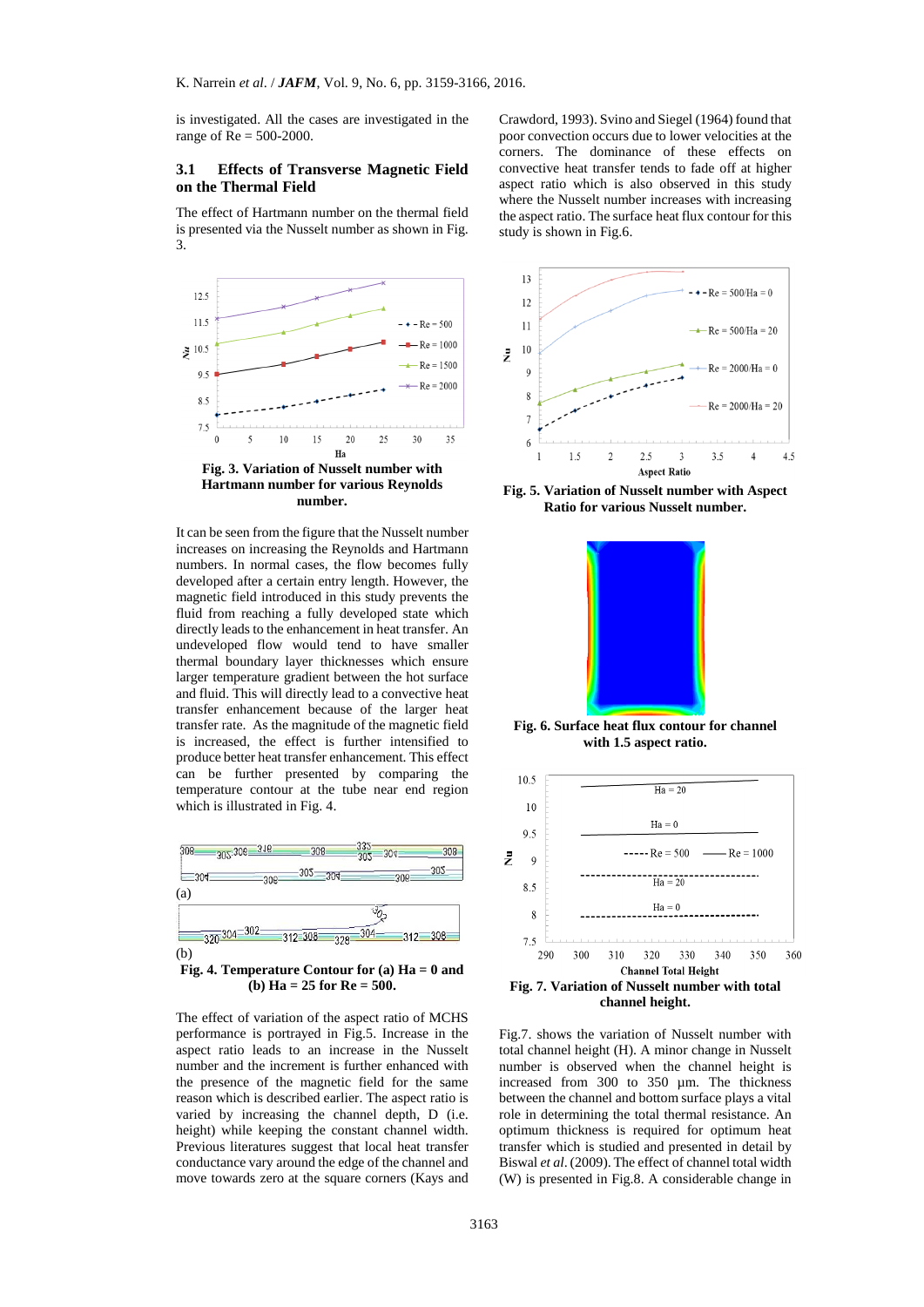is investigated. All the cases are investigated in the range of Re = 500-2000.

### 3.1 Effects of Transverse Magnetic Field on the Thermal Field

The effect of Hartmann number on the thermal field is presented via the Nusselt number as shown in Fig. 3.

**Fig. 3. Variation of Nusselt number with Hartmann number for various Reynolds number.**

It can be seen from the figure that the Nusselt number increases on increasing the Reynolds and Hartmann numbers. In normal cases, the flow becomes fully developed after a certain entry length. However, the magnetic field introduced in this study prevents the fluid from reaching a fully developed state which directly leads to the enhancement in heat transfer. An undeveloped flow would tend to have smaller thermal boundary layer thicknesses which ensure larger temperature gradient between the hot surface and fluid. This will directly lead to a convective heat transfer enhancement because of the larger heat transfer rate. As the magnitude of the magnetic field is increased, the effect is further intensified to produce better heat transfer enhancement. This effect can be further presented by comparing the temperature contour at the tube near end region which is illustrated in Fig. 4.

**Fig. 4. Temperature Contour for (a) Ha = 0 and (b) Ha = 25 for Re = 500.**

The effect of variation of the aspect ratio of MCHS performance is portrayed in Fig.5. Increase in the aspect ratio leads to an increase in the Nusselt number and the increment is further enhanced with the presence of the magnetic field for the same reason which is described earlier. The aspect ratio is varied by increasing the channel depth, D (i.e. height) while keeping the constant channel width. Previous literatures suggest that local heat transfer conductance vary around the edge of the channel and move towards zero at the square corners (Kays and Crawdord, 1993). Svino and Siegel (1964) found that poor convection occurs due to lower velocities at the corners. The dominance of these effects on convective heat transfer tends to fade off at higher aspect ratio which is also observed in this study where the Nusselt number increases with increasing the aspect ratio. The surface heat flux contour for this study is shown in Fig.6.

**Fig. 5. Variation of Nusselt number with Aspect Ratio for various Nusselt number.**

**Fig. 6. Surface heat flux contour for channel with 1.5 aspect ratio.**

**Fig. 7. Variation of Nusselt number with total channel height.**

Fig.7. shows the variation of Nusselt number with total channel height (H). A minor change in Nusselt number is observed when the channel height is increased from 300 to 350 µm. The thickness between the channel and bottom surface plays a vital role in determining the total thermal resistance. An optimum thickness is required for optimum heat transfer which is studied and presented in detail by Biswal *et al.* (2009). The effect of channel total width (W) is presented in Fig.8. A considerable change in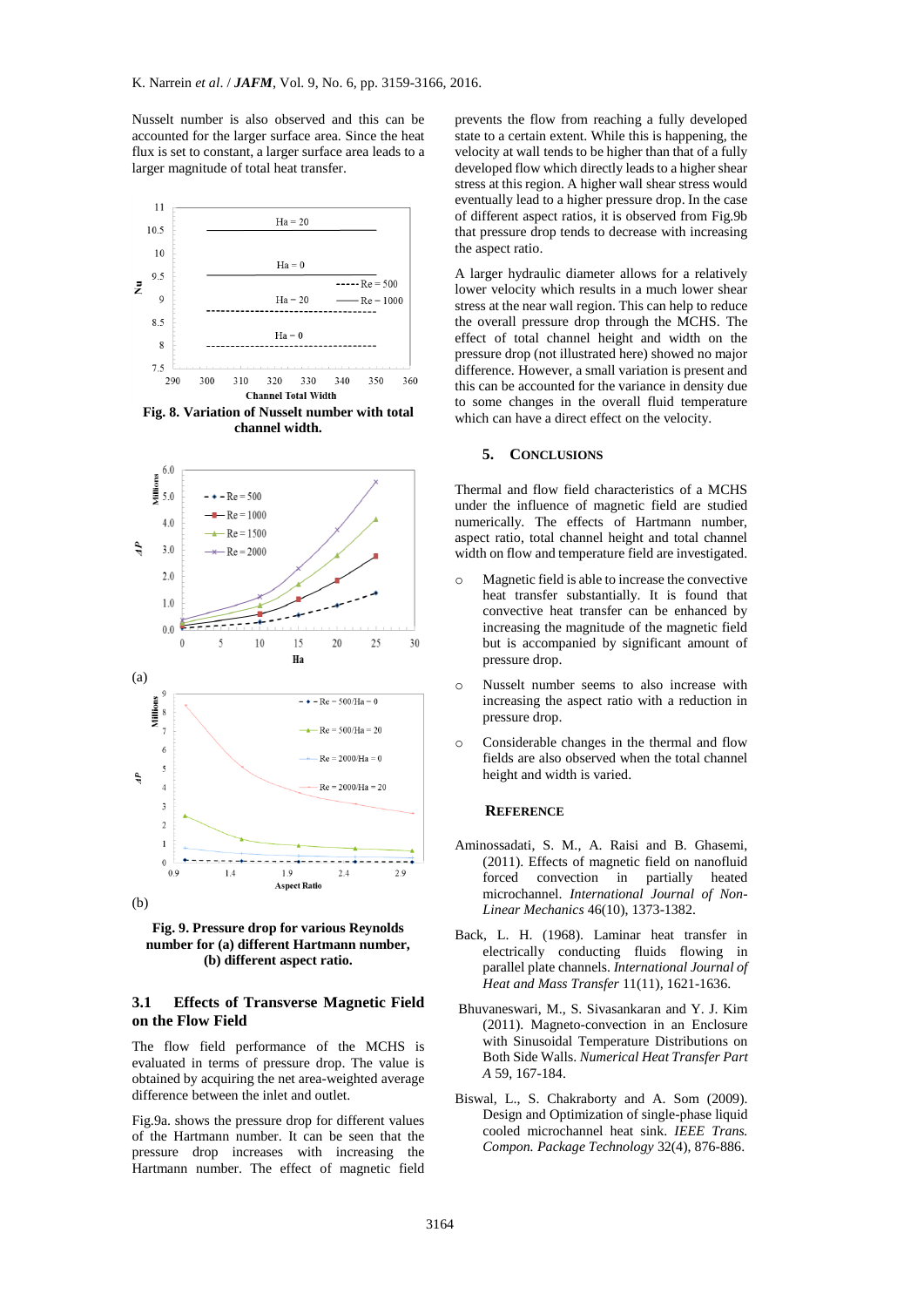Nusselt number is also observed and this can be accounted for the larger surface area. Since the heat flux is set to constant, a larger surface area leads to a larger magnitude of total heat transfer.

**Fig. 8. Variation of Nusselt number with total channel width.**

(a)

(b)

**Fig. 9. Pressure drop for various Reynolds number for (a) different Hartmann number, (b) different aspect ratio.**

### 3.1 Effects of Transverse Magnetic Field on the Flow Field

The flow field performance of the MCHS is evaluated in terms of pressure drop. The value is obtained by acquiring the net area-weighted average difference between the inlet and outlet.

Fig.9a. shows the pressure drop for different values of the Hartmann number. It can be seen that the pressure drop increases with increasing the Hartmann number. The effect of magnetic field prevents the flow from reaching a fully developed state to a certain extent. While this is happening, the velocity at wall tends to be higher than that of a fully developed flow which directly leads to a higher shear stress at this region. A higher wall shear stress would eventually lead to a higher pressure drop. In the case of different aspect ratios, it is observed from Fig.9b that pressure drop tends to decrease with increasing the aspect ratio.

A larger hydraulic diameter allows for a relatively lower velocity which results in a much lower shear stress at the near wall region. This can help to reduce the overall pressure drop through the MCHS. The effect of total channel height and width on the pressure drop (not illustrated here) showed no major difference. However, a small variation is present and this can be accounted for the variance in density due to some changes in the overall fluid temperature which can have a direct effect on the velocity.

## 5. CONCLUSIONS

Thermal and flow field characteristics of a MCHS under the influence of magnetic field are studied numerically. The effects of Hartmann number, aspect ratio, total channel height and total channel width on flow and temperature field are investigated.

- Magnetic field is able to increase the convective heat transfer substantially. It is found that convective heat transfer can be enhanced by increasing the magnitude of the magnetic field but is accompanied by significant amount of pressure drop.
- Nusselt number seems to also increase with increasing the aspect ratio with a reduction in pressure drop.
- Considerable changes in the thermal and flow fields are also observed when the total channel height and width is varied.

## REFERENCE

Aminossadati, S. M., A. Raisi and B. Ghasemi, (2011). Effects of magnetic field on nanofluid forced convection in partially heated microchannel. *International Journal of Non-Linear Mechanics* 46(10), 1373-1382.

Back, L. H. (1968). Laminar heat transfer in electrically conducting fluids flowing in parallel plate channels. *International Journal of Heat and Mass Transfer* 11(11), 1621-1636.

Bhuvaneswari, M., S. Sivasankaran and Y. J. Kim (2011). Magneto-convection in an Enclosure with Sinusoidal Temperature Distributions on Both Side Walls. *Numerical Heat Transfer Part A* 59, 167-184.

Biswal, L., S. Chakraborty and A. Som (2009). Design and Optimization of single-phase liquid cooled microchannel heat sink. *IEEE Trans. Compon. Package Technology* 32(4), 876-886.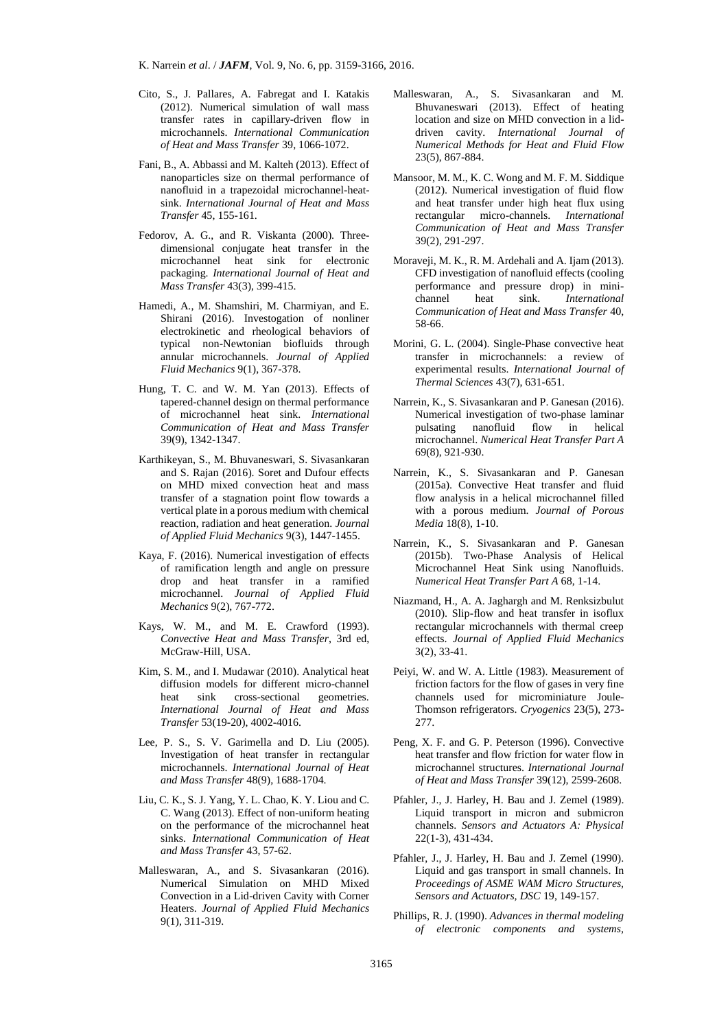Cito, S., J. Pallares, A. Fabregat and I. Katakis (2012). Numerical simulation of wall mass transfer rates in capillary-driven flow in microchannels. *International Communication of Heat and Mass Transfer* 39, 1066-1072.

Fani, B., A. Abbassi and M. Kalteh (2013). Effect of nanoparticles size on thermal performance of nanofluid in a trapezoidal microchannel-heat-sink. *International Journal of Heat and Mass Transfer* 45, 155-161.

Fedorov, A. G., and R. Viskanta (2000). Three-dimensional conjugate heat transfer in the microchannel heat sink for electronic packaging. *International Journal of Heat and Mass Transfer* 43(3), 399-415.

Hamedi, A., M. Shamshiri, M. Charmiyan, and E. Shirani (2016). Investogation of nonliner electrokinetic and rheological behaviors of typical non-Newtonian biofluids through annular microchannels. *Journal of Applied Fluid Mechanics* 9(1), 367-378.

Hung, T. C. and W. M. Yan (2013). Effects of tapered-channel design on thermal performance of microchannel heat sink. *International Communication of Heat and Mass Transfer* 39(9), 1342-1347.

Karthikeyan, S., M. Bhuvaneswari, S. Sivasankaran and S. Rajan (2016). Soret and Dufour effects on MHD mixed convection heat and mass transfer of a stagnation point flow towards a vertical plate in a porous medium with chemical reaction, radiation and heat generation. *Journal of Applied Fluid Mechanics* 9(3), 1447-1455.

Kaya, F. (2016). Numerical investigation of effects of ramification length and angle on pressure drop and heat transfer in a ramified microchannel. *Journal of Applied Fluid Mechanics* 9(2), 767-772.

Kays, W. M., and M. E. Crawford (1993). *Convective Heat and Mass Transfer*, 3rd ed, McGraw-Hill, USA.

Kim, S. M., and I. Mudawar (2010). Analytical heat diffusion models for different micro-channel heat sink cross-sectional geometries. *International Journal of Heat and Mass Transfer* 53(19-20), 4002-4016.

Lee, P. S., S. V. Garimella and D. Liu (2005). Investigation of heat transfer in rectangular microchannels. *International Journal of Heat and Mass Transfer* 48(9), 1688-1704.

Liu, C. K., S. J. Yang, Y. L. Chao, K. Y. Liou and C. C. Wang (2013). Effect of non-uniform heating on the performance of the microchannel heat sinks. *International Communication of Heat and Mass Transfer* 43, 57-62.

Malleswaran, A., and S. Sivasankaran (2016). Numerical Simulation on MHD Mixed Convection in a Lid-driven Cavity with Corner Heaters. *Journal of Applied Fluid Mechanics* 9(1), 311-319.

Malleswaran, A., S. Sivasankaran and M. Bhuvaneswari (2013). Effect of heating location and size on MHD convection in a lid-driven cavity. *International Journal of Numerical Methods for Heat and Fluid Flow* 23(5), 867-884.

Mansoor, M. M., K. C. Wong and M. F. M. Siddique (2012). Numerical investigation of fluid flow and heat transfer under high heat flux using rectangular micro-channels. *International Communication of Heat and Mass Transfer* 39(2), 291-297.

Moraveji, M. K., R. M. Ardehali and A. Ijam (2013). CFD investigation of nanofluid effects (cooling performance and pressure drop) in mini-channel heat sink. *International Communication of Heat and Mass Transfer* 40, 58-66.

Morini, G. L. (2004). Single-Phase convective heat transfer in microchannels: a review of experimental results. *International Journal of Thermal Sciences* 43(7), 631-651.

Narrein, K., S. Sivasankaran and P. Ganesan (2016). Numerical investigation of two-phase laminar pulsating nanofluid flow in helical microchannel. *Numerical Heat Transfer Part A* 69(8), 921-930.

Narrein, K., S. Sivasankaran and P. Ganesan (2015a). Convective Heat transfer and fluid flow analysis in a helical microchannel filled with a porous medium. *Journal of Porous Media* 18(8), 1-10.

Narrein, K., S. Sivasankaran and P. Ganesan (2015b). Two-Phase Analysis of Helical Microchannel Heat Sink using Nanofluids. *Numerical Heat Transfer Part A* 68, 1-14.

Niazmand, H., A. A. Jaghargh and M. Renksizbulut (2010). Slip-flow and heat transfer in isoflux rectangular microchannels with thermal creep effects. *Journal of Applied Fluid Mechanics* 3(2), 33-41.

Peiyi, W. and W. A. Little (1983). Measurement of friction factors for the flow of gases in very fine channels used for microminiature Joule-Thomson refrigerators. *Cryogenics* 23(5), 273-277.

Peng, X. F. and G. P. Peterson (1996). Convective heat transfer and flow friction for water flow in microchannel structures. *International Journal of Heat and Mass Transfer* 39(12), 2599-2608.

Pfahler, J., J. Harley, H. Bau and J. Zemel (1989). Liquid transport in micron and submicron channels. *Sensors and Actuators A: Physical* 22(1-3), 431-434.

Pfahler, J., J. Harley, H. Bau and J. Zemel (1990). Liquid and gas transport in small channels. In *Proceedings of ASME WAM Micro Structures, Sensors and Actuators, DSC* 19, 149-157.

Phillips, R. J. (1990). *Advances in thermal modeling of electronic components and systems,*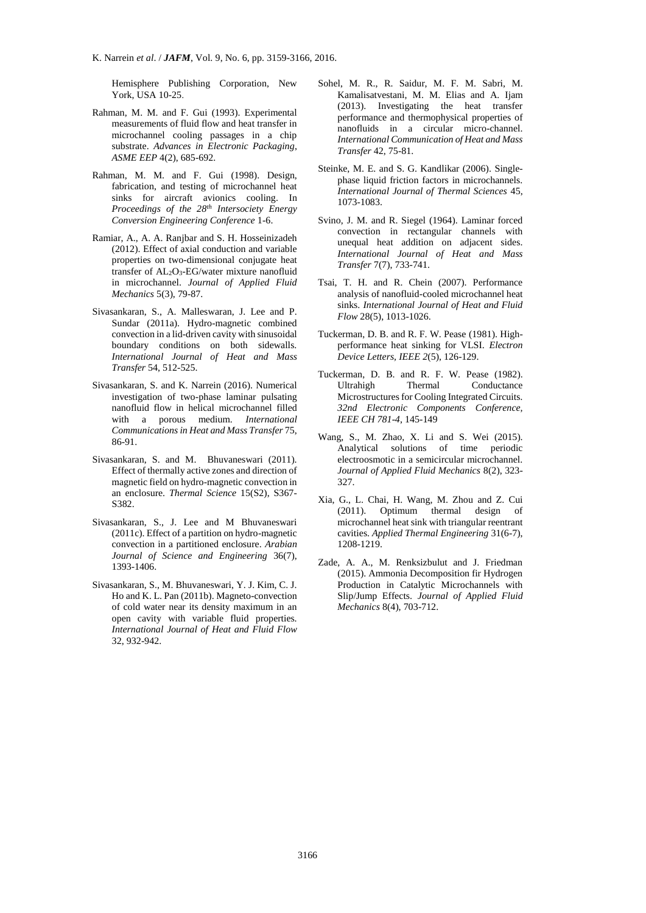Hemisphere Publishing Corporation, New York, USA 10-25.

Rahman, M. M. and F. Gui (1993). Experimental measurements of fluid flow and heat transfer in microchannel cooling passages in a chip substrate. *Advances in Electronic Packaging, ASME EEP* 4(2), 685-692.

Rahman, M. M. and F. Gui (1998). Design, fabrication, and testing of microchannel heat sinks for aircraft avionics cooling. In *Proceedings of the 28th Intersociety Energy Conversion Engineering Conference* 1-6.

Ramiar, A., A. A. Ranjbar and S. H. Hosseinizadeh (2012). Effect of axial conduction and variable properties on two-dimensional conjugate heat transfer of $AL_2O_3$-EG/water mixture nanofluid in microchannel. *Journal of Applied Fluid Mechanics* 5(3), 79-87.

Sivasankaran, S., A. Malleswaran, J. Lee and P. Sundar (2011a). Hydro-magnetic combined convection in a lid-driven cavity with sinusoidal boundary conditions on both sidewalls. *International Journal of Heat and Mass Transfer* 54, 512-525.

Sivasankaran, S. and K. Narrein (2016). Numerical investigation of two-phase laminar pulsating nanofluid flow in helical microchannel filled with a porous medium. *International Communications in Heat and Mass Transfer* 75, 86-91.

Sivasankaran, S. and M. Bhuvaneswari (2011). Effect of thermally active zones and direction of magnetic field on hydro-magnetic convection in an enclosure. *Thermal Science* 15(S2), S367-S382.

Sivasankaran, S., J. Lee and M Bhuvaneswari (2011c). Effect of a partition on hydro-magnetic convection in a partitioned enclosure. *Arabian Journal of Science and Engineering* 36(7), 1393-1406.

Sivasankaran, S., M. Bhuvaneswari, Y. J. Kim, C. J. Ho and K. L. Pan (2011b). Magneto-convection of cold water near its density maximum in an open cavity with variable fluid properties. *International Journal of Heat and Fluid Flow* 32, 932-942.

Sohel, M. R., R. Saidur, M. F. M. Sabri, M. Kamalisatvestani, M. M. Elias and A. Ijam (2013). Investigating the heat transfer performance and thermophysical properties of nanofluids in a circular micro-channel. *International Communication of Heat and Mass Transfer* 42, 75-81.

Steinke, M. E. and S. G. Kandlikar (2006). Single-phase liquid friction factors in microchannels. *International Journal of Thermal Sciences* 45, 1073-1083.

Svino, J. M. and R. Siegel (1964). Laminar forced convection in rectangular channels with unequal heat addition on adjacent sides. *International Journal of Heat and Mass Transfer* 7(7), 733-741.

Tsai, T. H. and R. Chein (2007). Performance analysis of nanofluid-cooled microchannel heat sinks. *International Journal of Heat and Fluid Flow* 28(5), 1013-1026.

Tuckerman, D. B. and R. F. W. Pease (1981). High-performance heat sinking for VLSI. *Electron Device Letters, IEEE 2*(5), 126-129.

Tuckerman, D. B. and R. F. W. Pease (1982). Ultrahigh Thermal Conductance Microstructures for Cooling Integrated Circuits. *32nd Electronic Components Conference, IEEE CH 781-4*, 145-149

Wang, S., M. Zhao, X. Li and S. Wei (2015). Analytical solutions of time periodic electroosmotic in a semicircular microchannel. *Journal of Applied Fluid Mechanics* 8(2), 323-327.

Xia, G., L. Chai, H. Wang, M. Zhou and Z. Cui (2011). Optimum thermal design of microchannel heat sink with triangular reentrant cavities. *Applied Thermal Engineering* 31(6-7), 1208-1219.

Zade, A. A., M. Renksizbulut and J. Friedman (2015). Ammonia Decomposition fir Hydrogen Production in Catalytic Microchannels with Slip/Jump Effects. *Journal of Applied Fluid Mechanics* 8(4), 703-712.